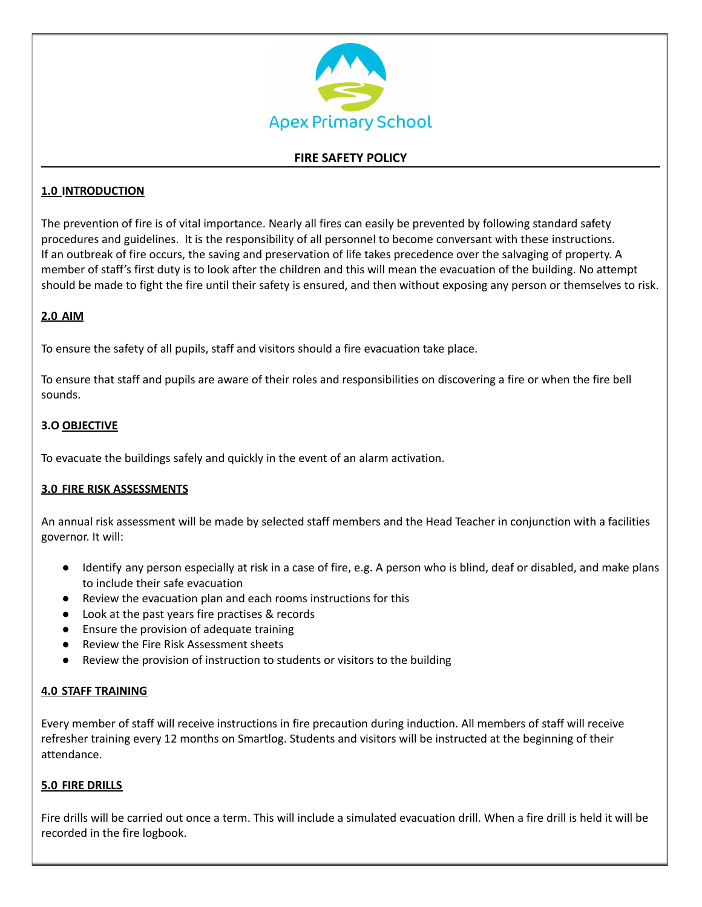Apex Primary School

# FIRE SAFETY POLICY

## 1.0 INTRODUCTION

The prevention of fire is of vital importance. Nearly all fires can easily be prevented by following standard safety procedures and guidelines. It is the responsibility of all personnel to become conversant with these instructions. If an outbreak of fire occurs, the saving and preservation of life takes precedence over the salvaging of property. A member of staff's first duty is to look after the children and this will mean the evacuation of the building. No attempt should be made to fight the fire until their safety is ensured, and then without exposing any person or themselves to risk.

## 2.0 AIM

To ensure the safety of all pupils, staff and visitors should a fire evacuation take place.

To ensure that staff and pupils are aware of their roles and responsibilities on discovering a fire or when the fire bell sounds.

## 3.O OBJECTIVE

To evacuate the buildings safely and quickly in the event of an alarm activation.

## 3.0 FIRE RISK ASSESSMENTS

An annual risk assessment will be made by selected staff members and the Head Teacher in conjunction with a facilities governor. It will:

- Identify any person especially at risk in a case of fire, e.g. A person who is blind, deaf or disabled, and make plans to include their safe evacuation
- Review the evacuation plan and each rooms instructions for this
- Look at the past years fire practises & records
- Ensure the provision of adequate training
- Review the Fire Risk Assessment sheets
- Review the provision of instruction to students or visitors to the building

## 4.0 STAFF TRAINING

Every member of staff will receive instructions in fire precaution during induction. All members of staff will receive refresher training every 12 months on Smartlog. Students and visitors will be instructed at the beginning of their attendance.

## 5.0 FIRE DRILLS

Fire drills will be carried out once a term. This will include a simulated evacuation drill. When a fire drill is held it will be recorded in the fire logbook.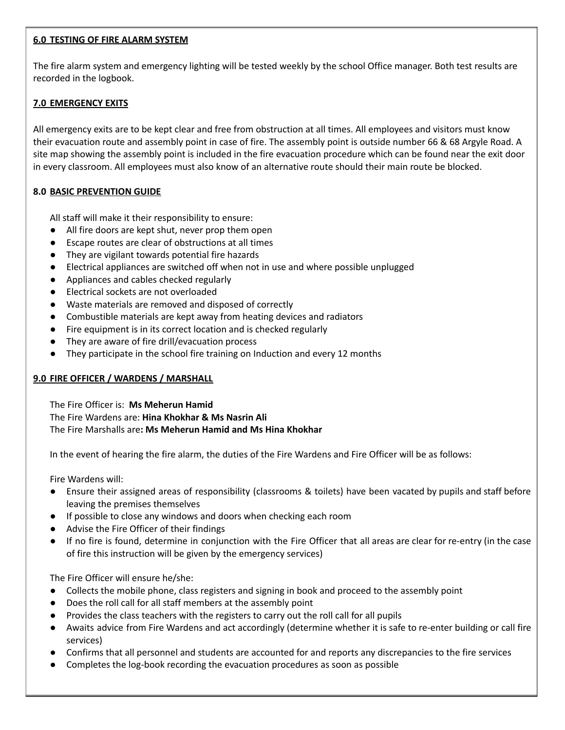## 6.0 TESTING OF FIRE ALARM SYSTEM

The fire alarm system and emergency lighting will be tested weekly by the school Office manager. Both test results are recorded in the logbook.

## 7.0 EMERGENCY EXITS

All emergency exits are to be kept clear and free from obstruction at all times. All employees and visitors must know their evacuation route and assembly point in case of fire. The assembly point is outside number 66 & 68 Argyle Road. A site map showing the assembly point is included in the fire evacuation procedure which can be found near the exit door in every classroom. All employees must also know of an alternative route should their main route be blocked.

## 8.0 BASIC PREVENTION GUIDE

All staff will make it their responsibility to ensure:

- All fire doors are kept shut, never prop them open
- Escape routes are clear of obstructions at all times
- They are vigilant towards potential fire hazards
- Electrical appliances are switched off when not in use and where possible unplugged
- Appliances and cables checked regularly
- Electrical sockets are not overloaded
- Waste materials are removed and disposed of correctly
- Combustible materials are kept away from heating devices and radiators
- Fire equipment is in its correct location and is checked regularly
- They are aware of fire drill/evacuation process
- They participate in the school fire training on Induction and every 12 months

## 9.0 FIRE OFFICER / WARDENS / MARSHALL

The Fire Officer is: **Ms Meherun Hamid**
The Fire Wardens are: **Hina Khokhar & Ms Nasrin Ali**
The Fire Marshalls are**: Ms Meherun Hamid and Ms Hina Khokhar**

In the event of hearing the fire alarm, the duties of the Fire Wardens and Fire Officer will be as follows:

Fire Wardens will:

- Ensure their assigned areas of responsibility (classrooms & toilets) have been vacated by pupils and staff before leaving the premises themselves
- If possible to close any windows and doors when checking each room
- Advise the Fire Officer of their findings
- If no fire is found, determine in conjunction with the Fire Officer that all areas are clear for re-entry (in the case of fire this instruction will be given by the emergency services)

The Fire Officer will ensure he/she:

- Collects the mobile phone, class registers and signing in book and proceed to the assembly point
- Does the roll call for all staff members at the assembly point
- Provides the class teachers with the registers to carry out the roll call for all pupils
- Awaits advice from Fire Wardens and act accordingly (determine whether it is safe to re-enter building or call fire services)
- Confirms that all personnel and students are accounted for and reports any discrepancies to the fire services
- Completes the log-book recording the evacuation procedures as soon as possible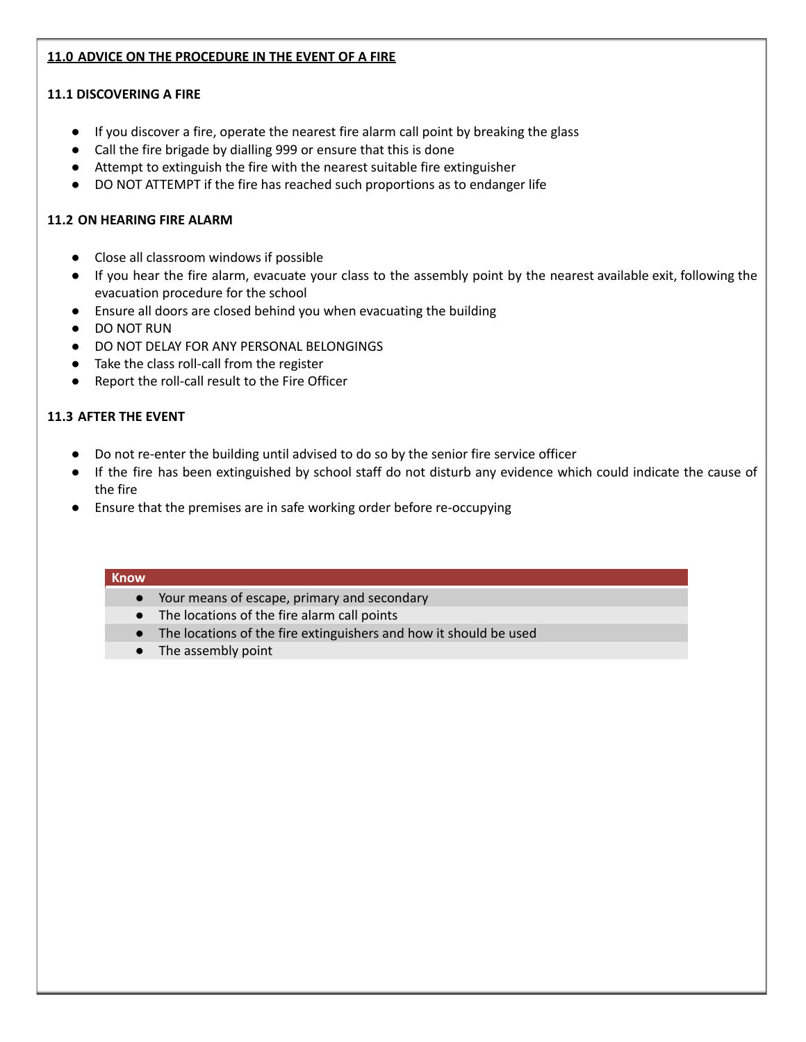## 11.0 ADVICE ON THE PROCEDURE IN THE EVENT OF A FIRE

### 11.1 DISCOVERING A FIRE

- If you discover a fire, operate the nearest fire alarm call point by breaking the glass
- Call the fire brigade by dialling 999 or ensure that this is done
- Attempt to extinguish the fire with the nearest suitable fire extinguisher
- DO NOT ATTEMPT if the fire has reached such proportions as to endanger life

### 11.2 ON HEARING FIRE ALARM

- Close all classroom windows if possible
- If you hear the fire alarm, evacuate your class to the assembly point by the nearest available exit, following the evacuation procedure for the school
- Ensure all doors are closed behind you when evacuating the building
- DO NOT RUN
- DO NOT DELAY FOR ANY PERSONAL BELONGINGS
- Take the class roll-call from the register
- Report the roll-call result to the Fire Officer

### 11.3 AFTER THE EVENT

- Do not re-enter the building until advised to do so by the senior fire service officer
- If the fire has been extinguished by school staff do not disturb any evidence which could indicate the cause of the fire
- Ensure that the premises are in safe working order before re-occupying

| Know |
|---|
| ● Your means of escape, primary and secondary |
| ● The locations of the fire alarm call points |
| ● The locations of the fire extinguishers and how it should be used |
| ● The assembly point |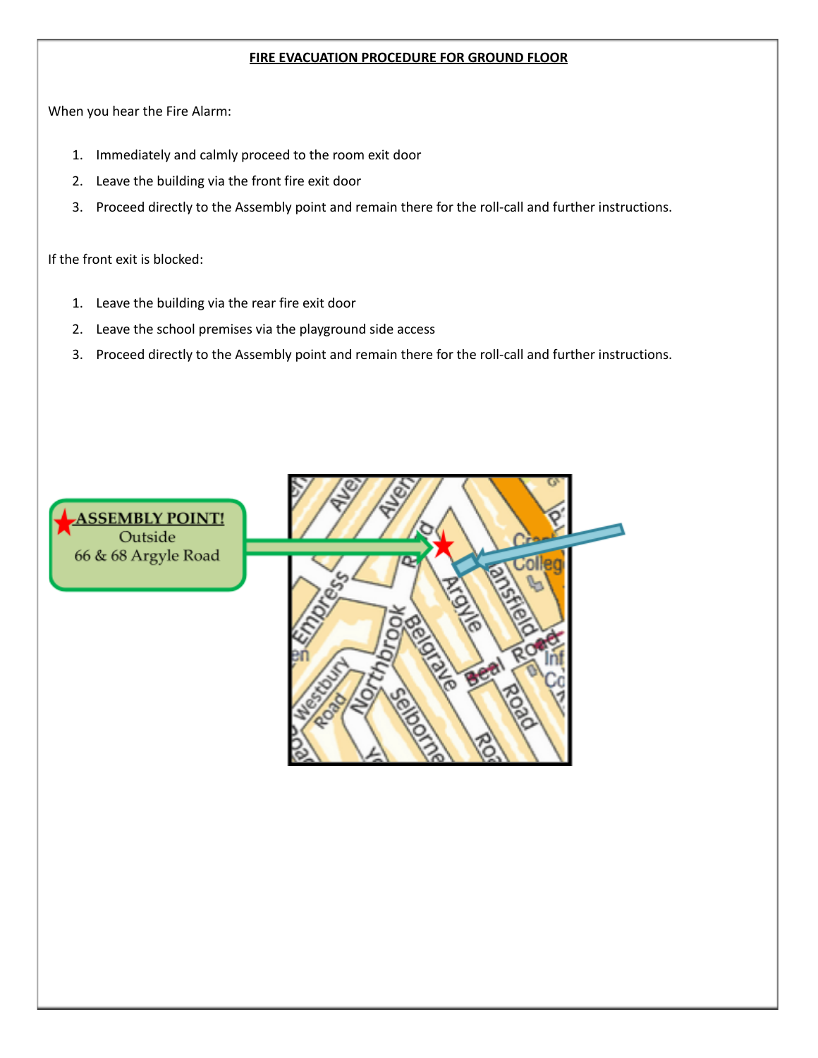# FIRE EVACUATION PROCEDURE FOR GROUND FLOOR

When you hear the Fire Alarm:

1. Immediately and calmly proceed to the room exit door
2. Leave the building via the front fire exit door
3. Proceed directly to the Assembly point and remain there for the roll-call and further instructions.

If the front exit is blocked:

1. Leave the building via the rear fire exit door
2. Leave the school premises via the playground side access
3. Proceed directly to the Assembly point and remain there for the roll-call and further instructions.

**ASSEMBLY POINT!**
Outside
66 & 68 Argyle Road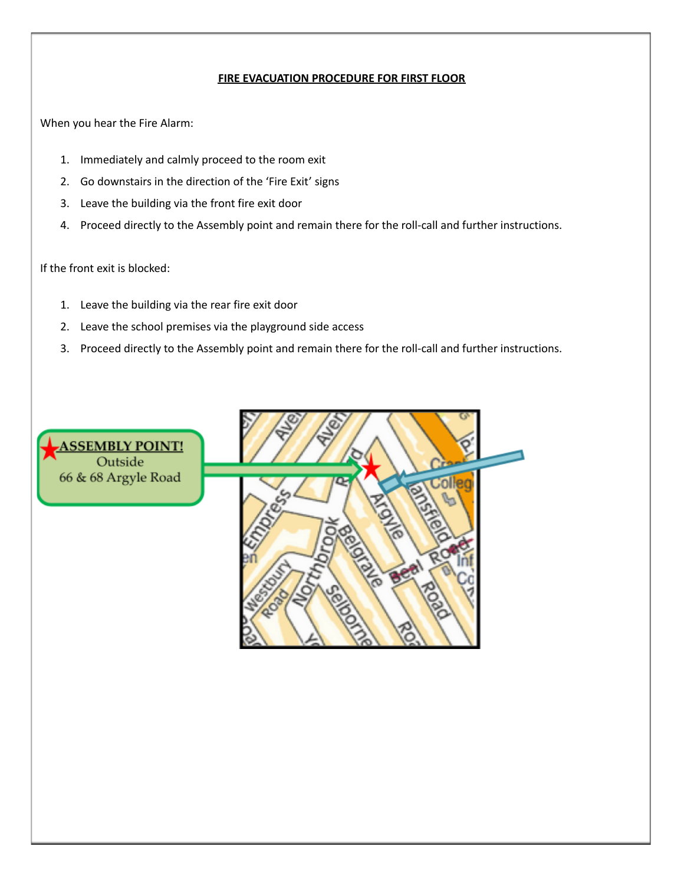# FIRE EVACUATION PROCEDURE FOR FIRST FLOOR

When you hear the Fire Alarm:

1. Immediately and calmly proceed to the room exit
2. Go downstairs in the direction of the 'Fire Exit' signs
3. Leave the building via the front fire exit door
4. Proceed directly to the Assembly point and remain there for the roll-call and further instructions.

If the front exit is blocked:

1. Leave the building via the rear fire exit door
2. Leave the school premises via the playground side access
3. Proceed directly to the Assembly point and remain there for the roll-call and further instructions.

**ASSEMBLY POINT!**
Outside
66 & 68 Argyle Road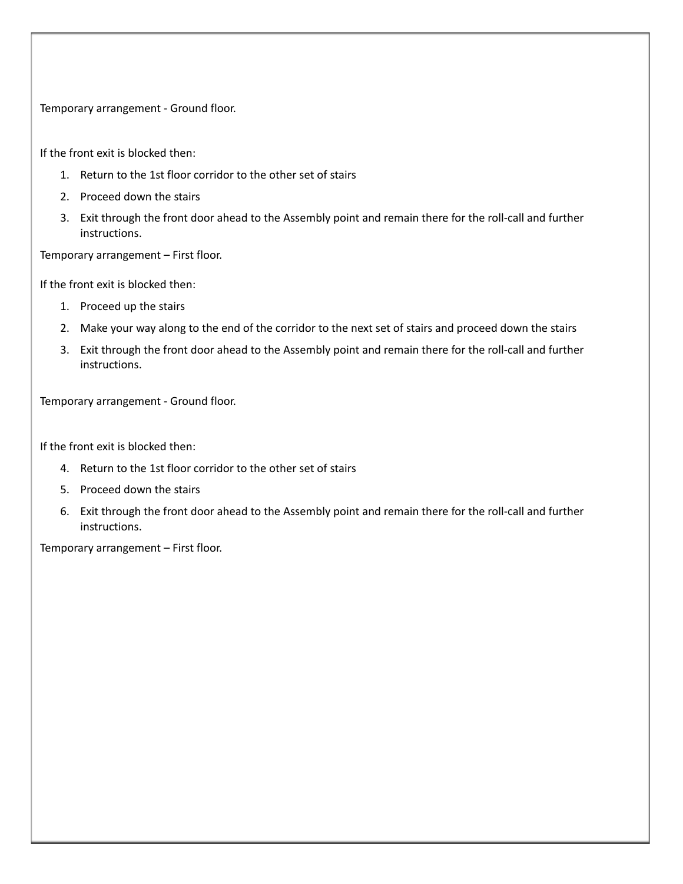Temporary arrangement - Ground floor.

If the front exit is blocked then:

1. Return to the 1st floor corridor to the other set of stairs
2. Proceed down the stairs
3. Exit through the front door ahead to the Assembly point and remain there for the roll-call and further instructions.

Temporary arrangement – First floor.

If the front exit is blocked then:

1. Proceed up the stairs
2. Make your way along to the end of the corridor to the next set of stairs and proceed down the stairs
3. Exit through the front door ahead to the Assembly point and remain there for the roll-call and further instructions.

Temporary arrangement - Ground floor.

If the front exit is blocked then:

4. Return to the 1st floor corridor to the other set of stairs
5. Proceed down the stairs
6. Exit through the front door ahead to the Assembly point and remain there for the roll-call and further instructions.

Temporary arrangement – First floor.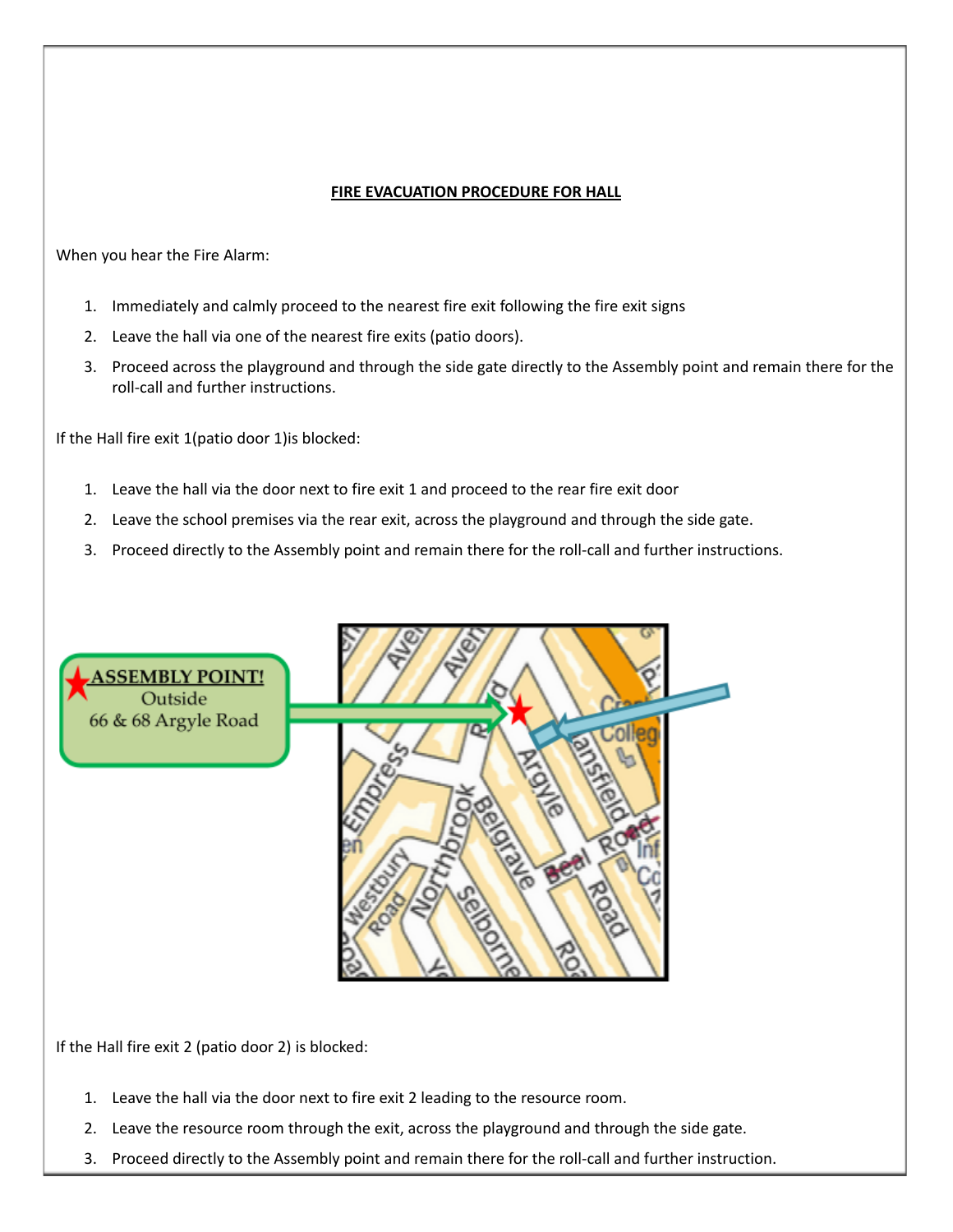## FIRE EVACUATION PROCEDURE FOR HALL

When you hear the Fire Alarm:

1. Immediately and calmly proceed to the nearest fire exit following the fire exit signs
2. Leave the hall via one of the nearest fire exits (patio doors).
3. Proceed across the playground and through the side gate directly to the Assembly point and remain there for the roll-call and further instructions.

If the Hall fire exit 1(patio door 1)is blocked:

1. Leave the hall via the door next to fire exit 1 and proceed to the rear fire exit door
2. Leave the school premises via the rear exit, across the playground and through the side gate.
3. Proceed directly to the Assembly point and remain there for the roll-call and further instructions.

**ASSEMBLY POINT!**
Outside
66 & 68 Argyle Road

If the Hall fire exit 2 (patio door 2) is blocked:

1. Leave the hall via the door next to fire exit 2 leading to the resource room.
2. Leave the resource room through the exit, across the playground and through the side gate.
3. Proceed directly to the Assembly point and remain there for the roll-call and further instruction.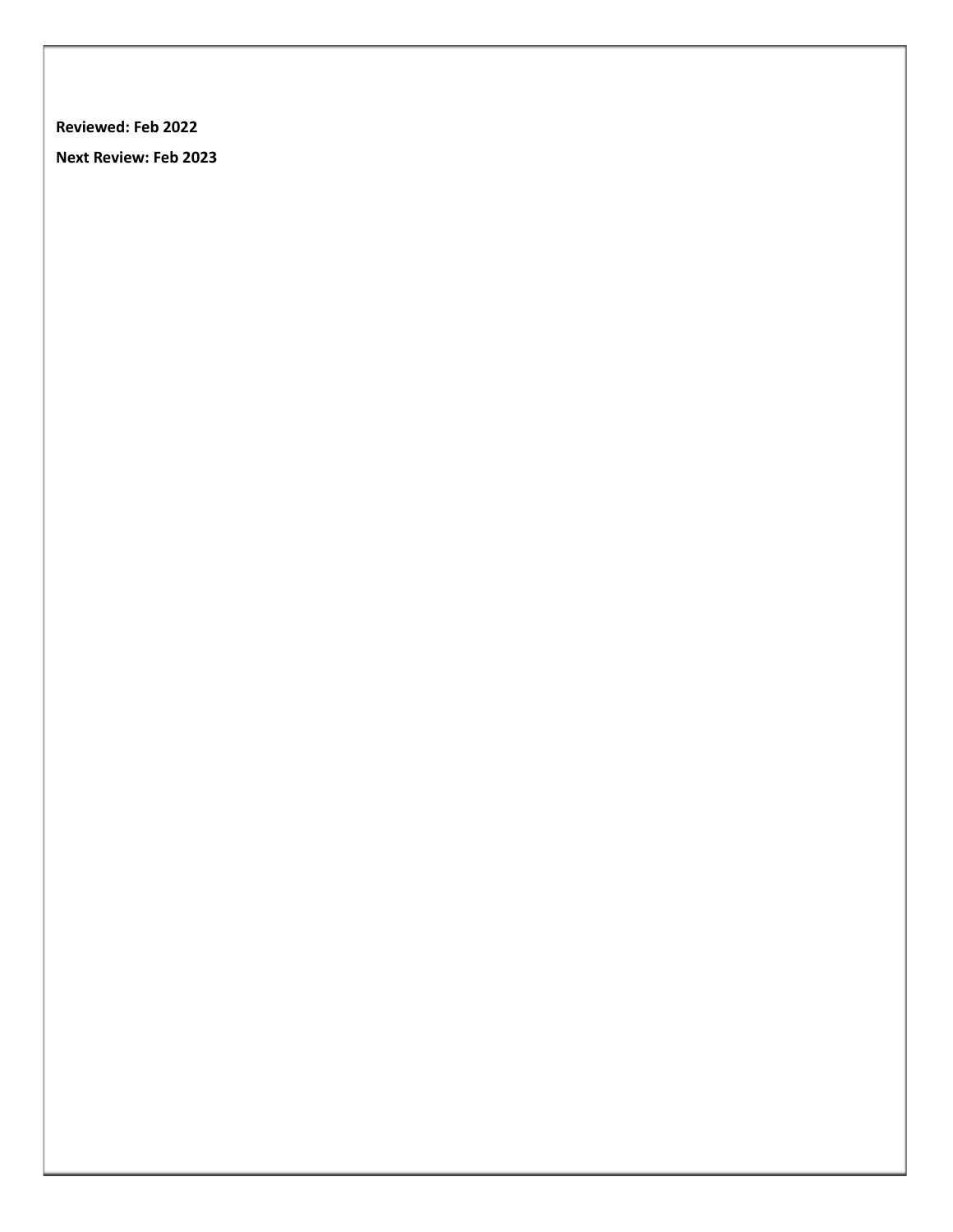**Reviewed: Feb 2022**

**Next Review: Feb 2023**